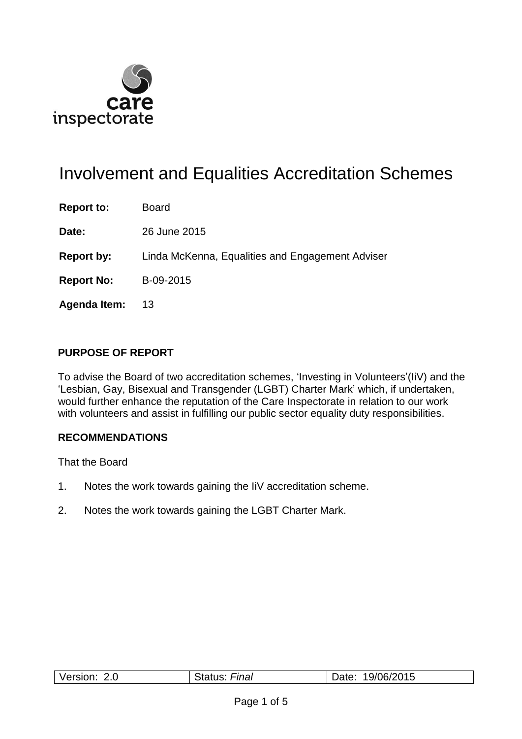care inspectorate

# Involvement and Equalities Accreditation Schemes

**Report to:** Board

**Date:** 26 June 2015

**Report by:** Linda McKenna, Equalities and Engagement Adviser

**Report No:** B-09-2015

**Agenda Item:** 13

## PURPOSE OF REPORT

To advise the Board of two accreditation schemes, 'Investing in Volunteers'(IiV) and the 'Lesbian, Gay, Bisexual and Transgender (LGBT) Charter Mark' which, if undertaken, would further enhance the reputation of the Care Inspectorate in relation to our work with volunteers and assist in fulfilling our public sector equality duty responsibilities.

## RECOMMENDATIONS

That the Board

1. Notes the work towards gaining the IiV accreditation scheme.
2. Notes the work towards gaining the LGBT Charter Mark.

| Version: 2.0 | Status: *Final* | Date: 19/06/2015 |
|---|---|---|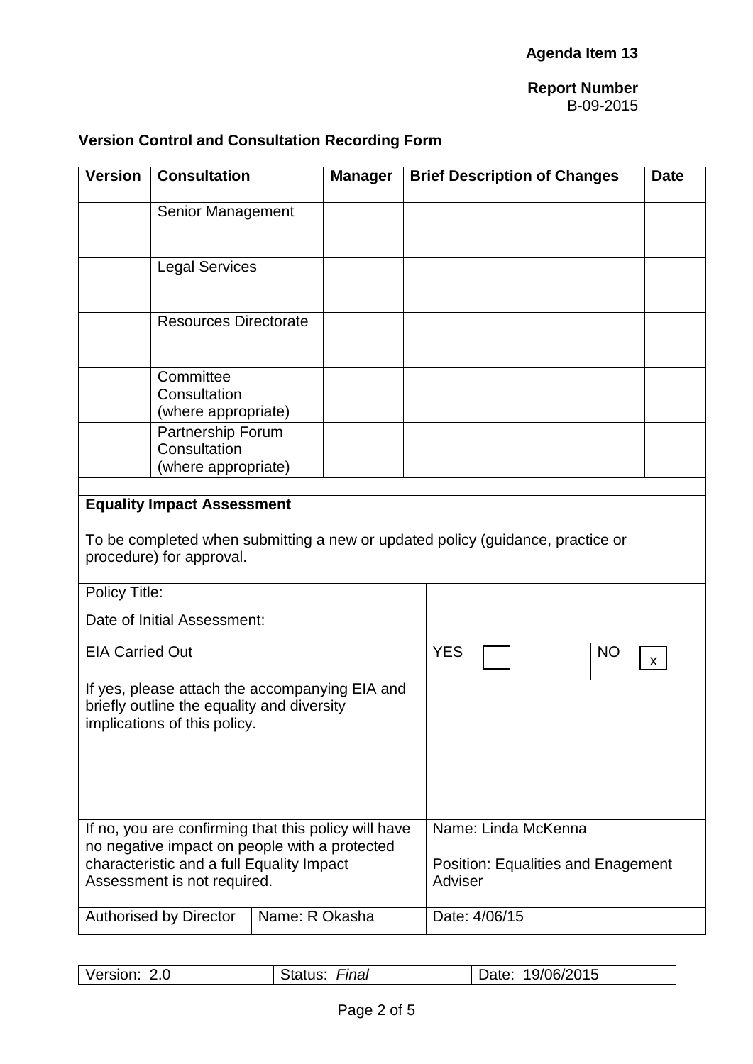**Agenda Item 13**

**Report Number**
B-09-2015

### Version Control and Consultation Recording Form

| Version | Consultation | Manager | Brief Description of Changes | Date |
|---|---|---|---|---|
| | Senior Management | | | |
| | Legal Services | | | |
| | Resources Directorate | | | |
| | Committee Consultation (where appropriate) | | | |
| | Partnership Forum Consultation (where appropriate) | | | |

**Equality Impact Assessment**

To be completed when submitting a new or updated policy (guidance, practice or procedure) for approval.

| | |
|---|---|
| Policy Title: | |
| Date of Initial Assessment: | |
| EIA Carried Out | YES [ ] NO [x] |
| If yes, please attach the accompanying EIA and briefly outline the equality and diversity implications of this policy. | |
| If no, you are confirming that this policy will have no negative impact on people with a protected characteristic and a full Equality Impact Assessment is not required. | Name: Linda McKenna<br><br>Position: Equalities and Enagement Adviser |
| Authorised by Director — Name: R Okasha | Date: 4/06/15 |

| Version: 2.0 | Status: *Final* | Date: 19/06/2015 |
|---|---|---|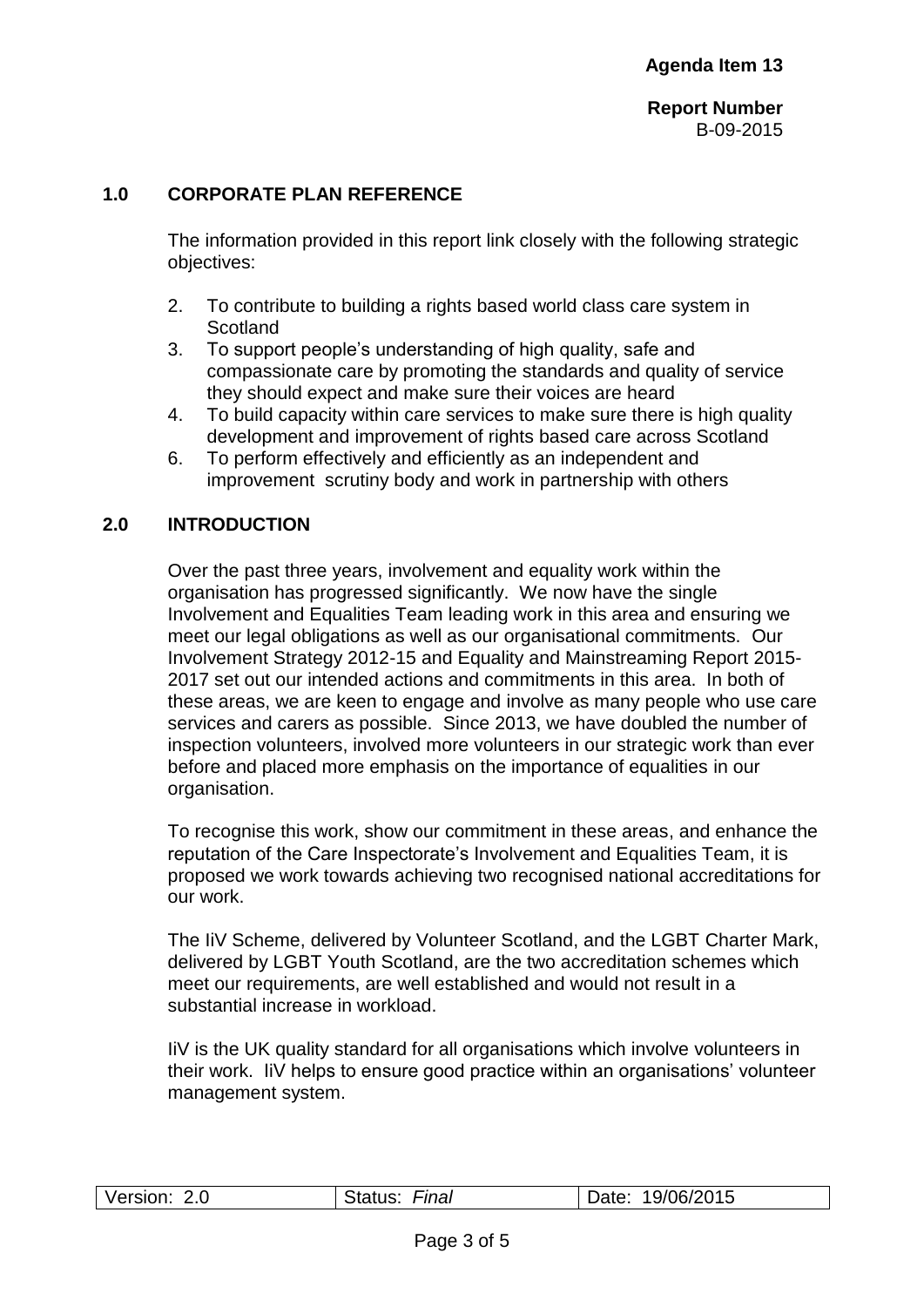**Agenda Item 13**

**Report Number**
B-09-2015

## 1.0 CORPORATE PLAN REFERENCE

The information provided in this report link closely with the following strategic objectives:

2. To contribute to building a rights based world class care system in Scotland
3. To support people's understanding of high quality, safe and compassionate care by promoting the standards and quality of service they should expect and make sure their voices are heard
4. To build capacity within care services to make sure there is high quality development and improvement of rights based care across Scotland
6. To perform effectively and efficiently as an independent and improvement scrutiny body and work in partnership with others

## 2.0 INTRODUCTION

Over the past three years, involvement and equality work within the organisation has progressed significantly. We now have the single Involvement and Equalities Team leading work in this area and ensuring we meet our legal obligations as well as our organisational commitments. Our Involvement Strategy 2012-15 and Equality and Mainstreaming Report 2015-2017 set out our intended actions and commitments in this area. In both of these areas, we are keen to engage and involve as many people who use care services and carers as possible. Since 2013, we have doubled the number of inspection volunteers, involved more volunteers in our strategic work than ever before and placed more emphasis on the importance of equalities in our organisation.

To recognise this work, show our commitment in these areas, and enhance the reputation of the Care Inspectorate's Involvement and Equalities Team, it is proposed we work towards achieving two recognised national accreditations for our work.

The IiV Scheme, delivered by Volunteer Scotland, and the LGBT Charter Mark, delivered by LGBT Youth Scotland, are the two accreditation schemes which meet our requirements, are well established and would not result in a substantial increase in workload.

IiV is the UK quality standard for all organisations which involve volunteers in their work. IiV helps to ensure good practice within an organisations' volunteer management system.

| Version: 2.0 | Status: *Final* | Date: 19/06/2015 |
|---|---|---|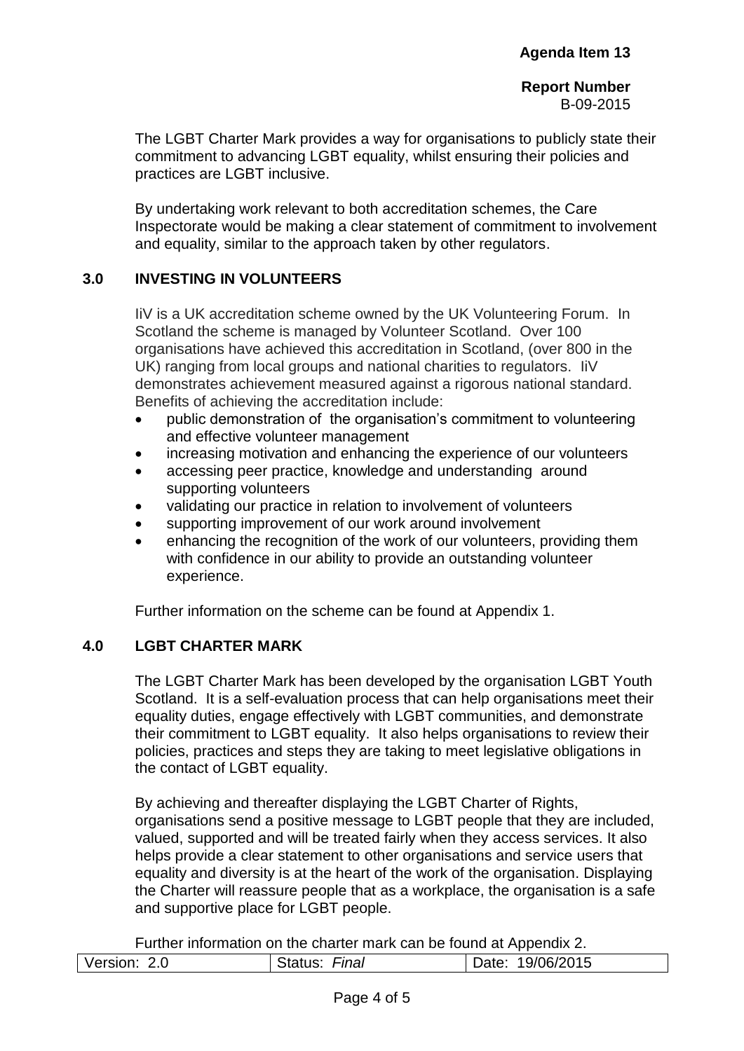The LGBT Charter Mark provides a way for organisations to publicly state their commitment to advancing LGBT equality, whilst ensuring their policies and practices are LGBT inclusive.

By undertaking work relevant to both accreditation schemes, the Care Inspectorate would be making a clear statement of commitment to involvement and equality, similar to the approach taken by other regulators.

## 3.0 INVESTING IN VOLUNTEERS

IiV is a UK accreditation scheme owned by the UK Volunteering Forum. In Scotland the scheme is managed by Volunteer Scotland. Over 100 organisations have achieved this accreditation in Scotland, (over 800 in the UK) ranging from local groups and national charities to regulators. IiV demonstrates achievement measured against a rigorous national standard. Benefits of achieving the accreditation include:

- public demonstration of the organisation's commitment to volunteering and effective volunteer management
- increasing motivation and enhancing the experience of our volunteers
- accessing peer practice, knowledge and understanding around supporting volunteers
- validating our practice in relation to involvement of volunteers
- supporting improvement of our work around involvement
- enhancing the recognition of the work of our volunteers, providing them with confidence in our ability to provide an outstanding volunteer experience.

Further information on the scheme can be found at Appendix 1.

## 4.0 LGBT CHARTER MARK

The LGBT Charter Mark has been developed by the organisation LGBT Youth Scotland. It is a self-evaluation process that can help organisations meet their equality duties, engage effectively with LGBT communities, and demonstrate their commitment to LGBT equality. It also helps organisations to review their policies, practices and steps they are taking to meet legislative obligations in the contact of LGBT equality.

By achieving and thereafter displaying the LGBT Charter of Rights, organisations send a positive message to LGBT people that they are included, valued, supported and will be treated fairly when they access services. It also helps provide a clear statement to other organisations and service users that equality and diversity is at the heart of the work of the organisation. Displaying the Charter will reassure people that as a workplace, the organisation is a safe and supportive place for LGBT people.

Further information on the charter mark can be found at Appendix 2.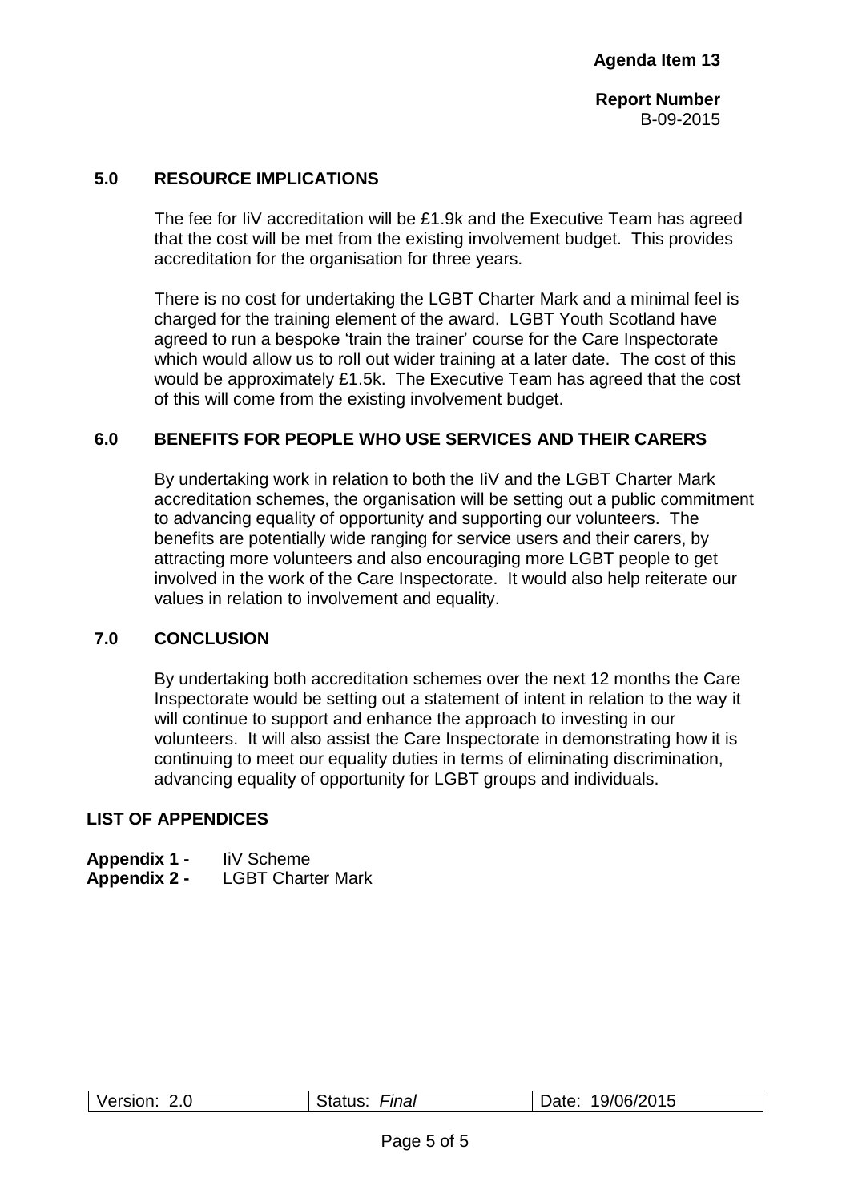**Agenda Item 13**

**Report Number**
B-09-2015

## 5.0 RESOURCE IMPLICATIONS

The fee for IiV accreditation will be £1.9k and the Executive Team has agreed that the cost will be met from the existing involvement budget. This provides accreditation for the organisation for three years.

There is no cost for undertaking the LGBT Charter Mark and a minimal feel is charged for the training element of the award. LGBT Youth Scotland have agreed to run a bespoke 'train the trainer' course for the Care Inspectorate which would allow us to roll out wider training at a later date. The cost of this would be approximately £1.5k. The Executive Team has agreed that the cost of this will come from the existing involvement budget.

## 6.0 BENEFITS FOR PEOPLE WHO USE SERVICES AND THEIR CARERS

By undertaking work in relation to both the IiV and the LGBT Charter Mark accreditation schemes, the organisation will be setting out a public commitment to advancing equality of opportunity and supporting our volunteers. The benefits are potentially wide ranging for service users and their carers, by attracting more volunteers and also encouraging more LGBT people to get involved in the work of the Care Inspectorate. It would also help reiterate our values in relation to involvement and equality.

## 7.0 CONCLUSION

By undertaking both accreditation schemes over the next 12 months the Care Inspectorate would be setting out a statement of intent in relation to the way it will continue to support and enhance the approach to investing in our volunteers. It will also assist the Care Inspectorate in demonstrating how it is continuing to meet our equality duties in terms of eliminating discrimination, advancing equality of opportunity for LGBT groups and individuals.

## LIST OF APPENDICES

**Appendix 1 -** IiV Scheme
**Appendix 2 -** LGBT Charter Mark

| | | |
|---|---|---|
| Version: 2.0 | Status: *Final* | Date: 19/06/2015 |